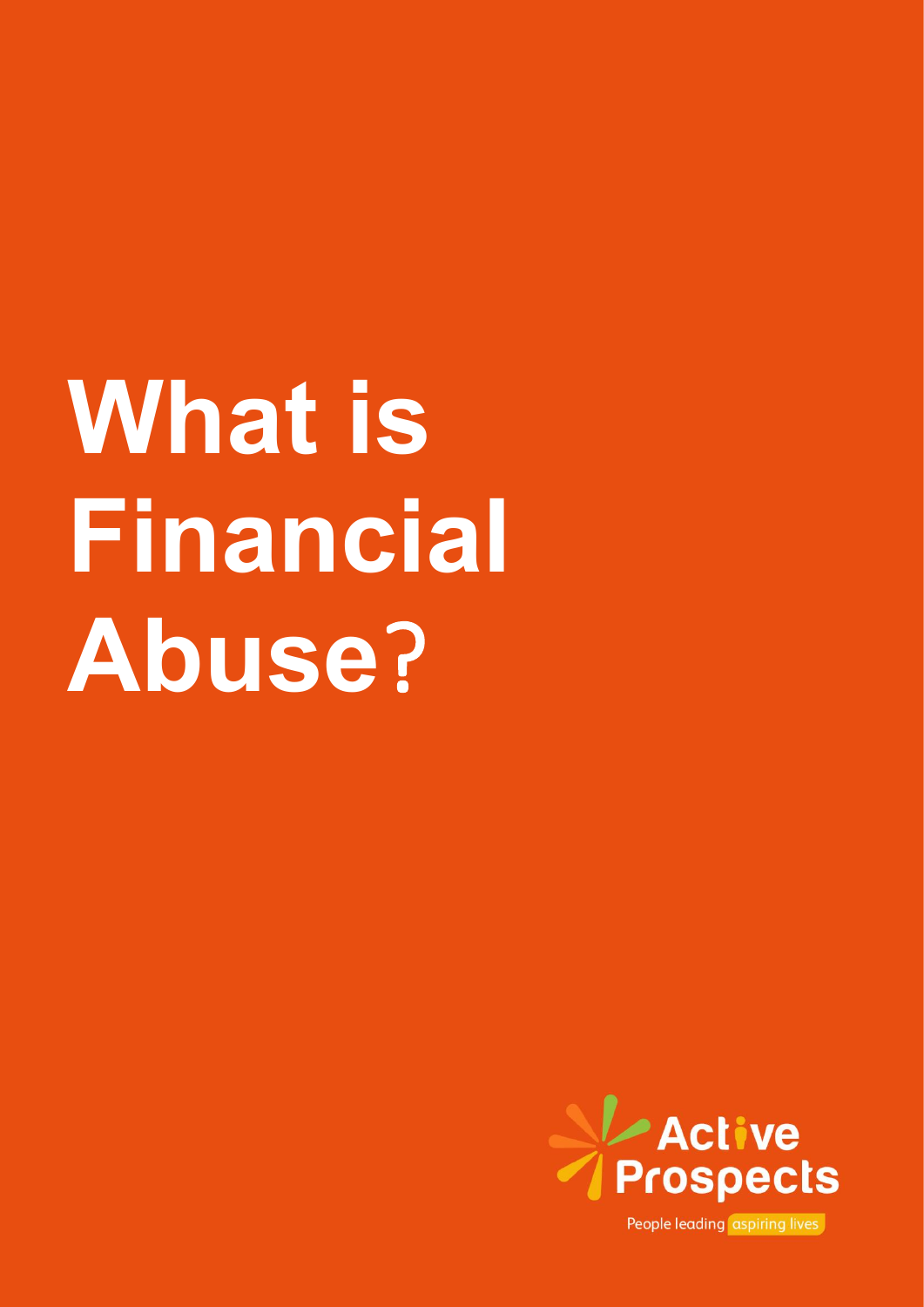# What is Financial Abuse?

Active Prospects

People leading aspiring lives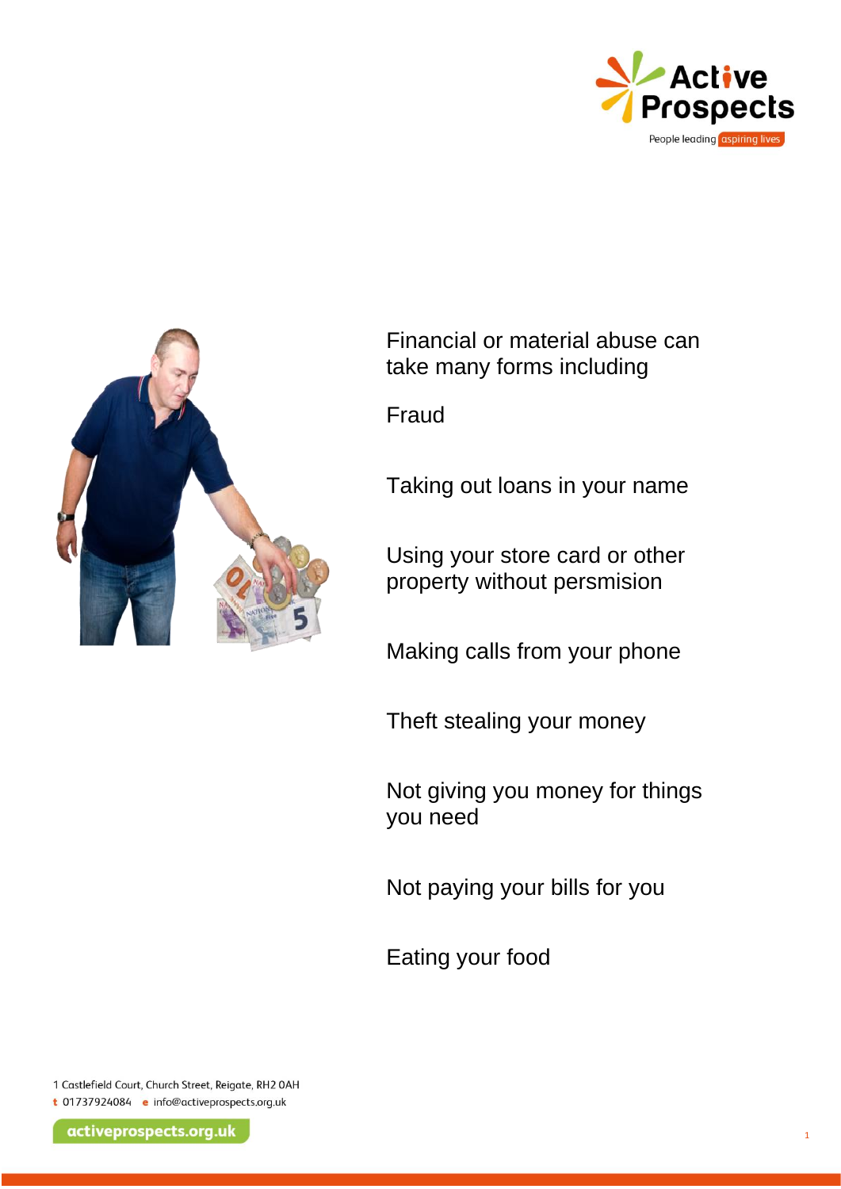Financial or material abuse can take many forms including

Fraud

Taking out loans in your name

Using your store card or other property without persmision

Making calls from your phone

Theft stealing your money

Not giving you money for things you need

Not paying your bills for you

Eating your food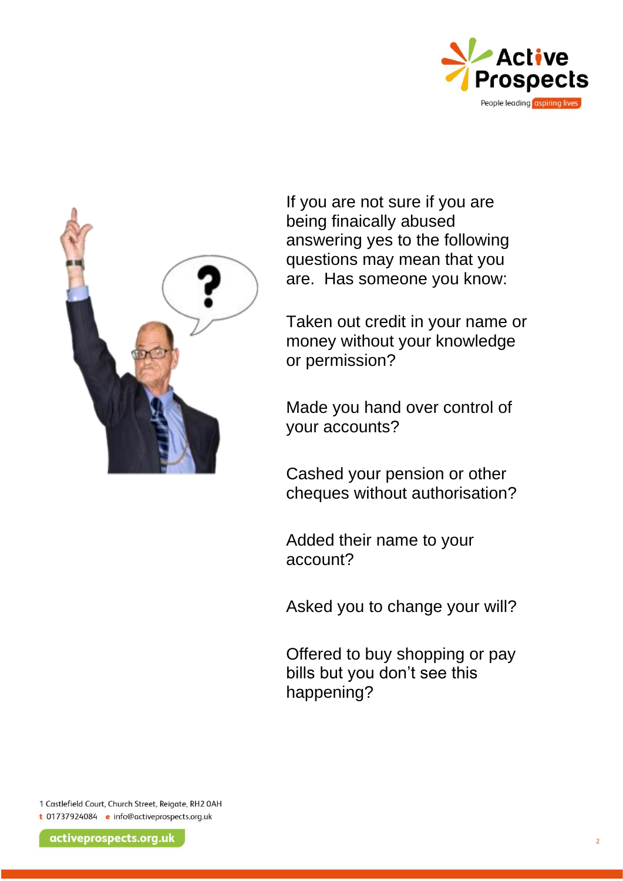If you are not sure if you are being finaically abused answering yes to the following questions may mean that you are. Has someone you know:

Taken out credit in your name or money without your knowledge or permission?

Made you hand over control of your accounts?

Cashed your pension or other cheques without authorisation?

Added their name to your account?

Asked you to change your will?

Offered to buy shopping or pay bills but you don't see this happening?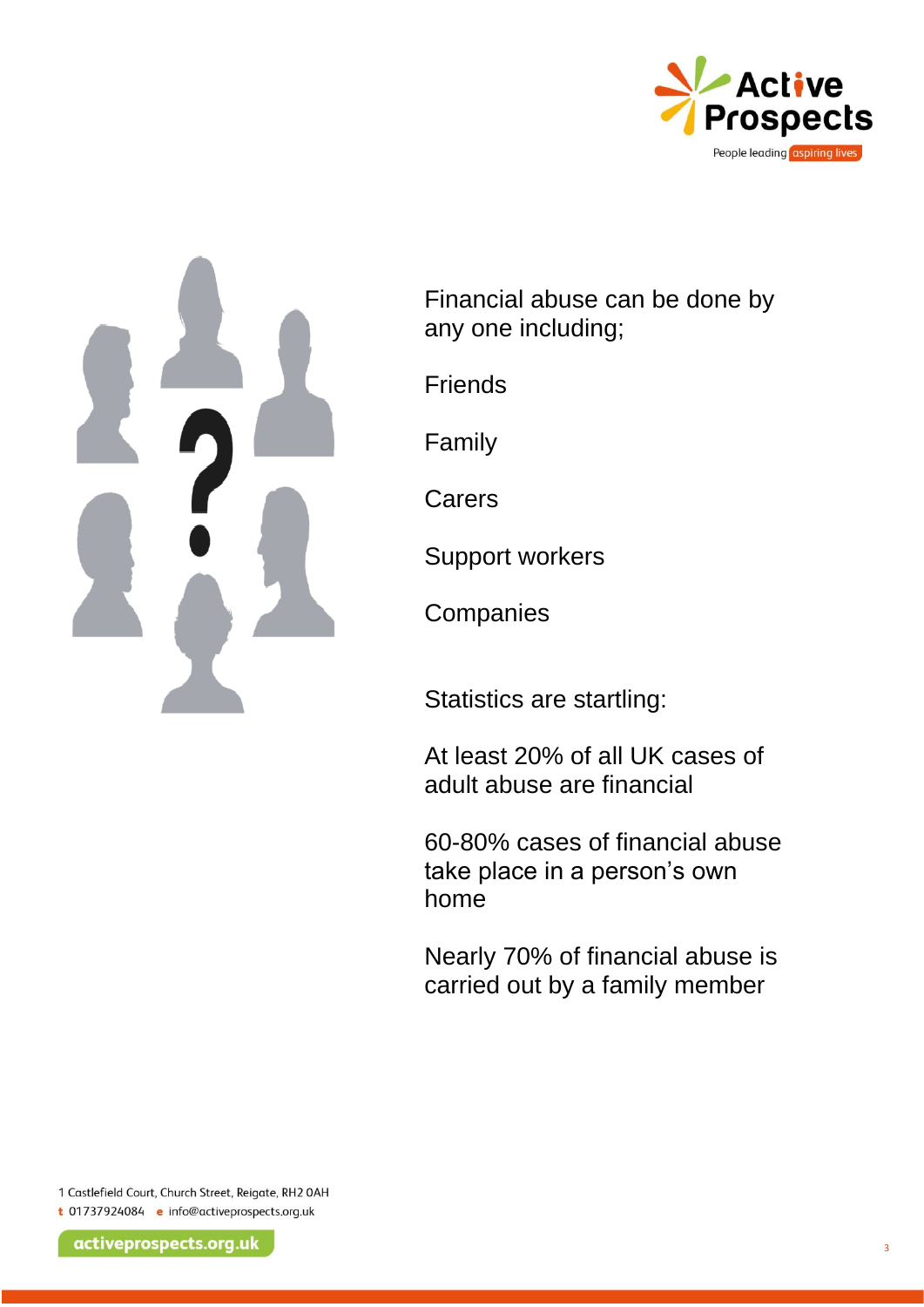Financial abuse can be done by any one including;

Friends

Family

Carers

Support workers

Companies

Statistics are startling:

At least 20% of all UK cases of adult abuse are financial

60-80% cases of financial abuse take place in a person's own home

Nearly 70% of financial abuse is carried out by a family member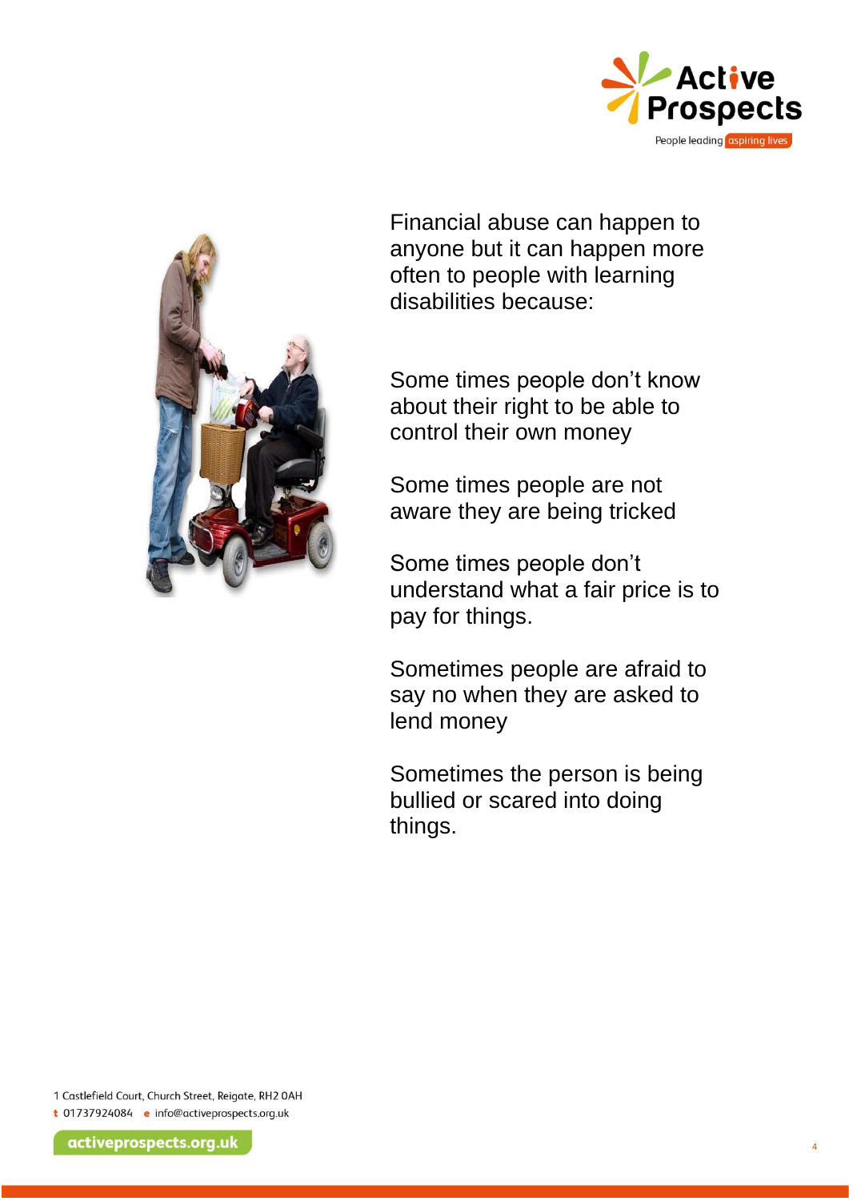Financial abuse can happen to anyone but it can happen more often to people with learning disabilities because:

Some times people don't know about their right to be able to control their own money

Some times people are not aware they are being tricked

Some times people don't understand what a fair price is to pay for things.

Sometimes people are afraid to say no when they are asked to lend money

Sometimes the person is being bullied or scared into doing things.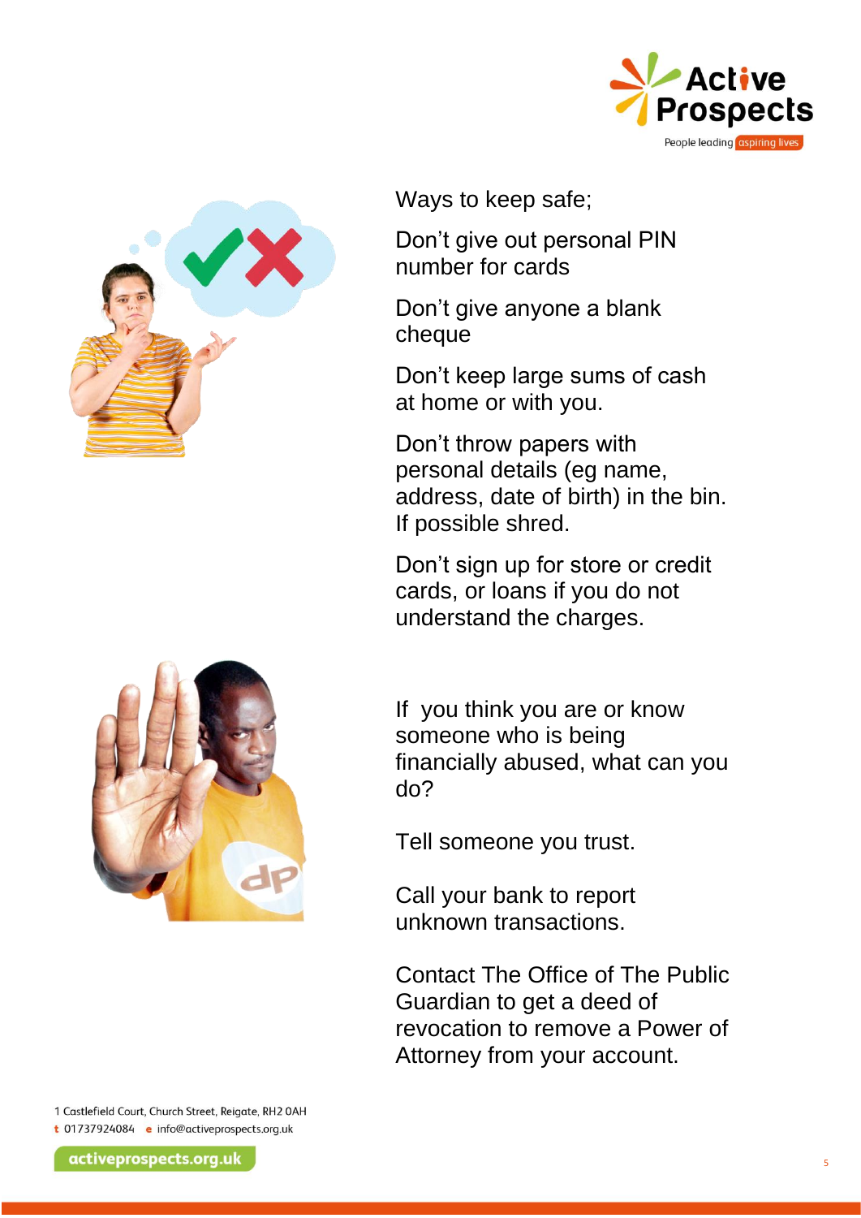Ways to keep safe;

Don't give out personal PIN number for cards

Don't give anyone a blank cheque

Don't keep large sums of cash at home or with you.

Don't throw papers with personal details (eg name, address, date of birth) in the bin. If possible shred.

Don't sign up for store or credit cards, or loans if you do not understand the charges.

If you think you are or know someone who is being financially abused, what can you do?

Tell someone you trust.

Call your bank to report unknown transactions.

Contact The Office of The Public Guardian to get a deed of revocation to remove a Power of Attorney from your account.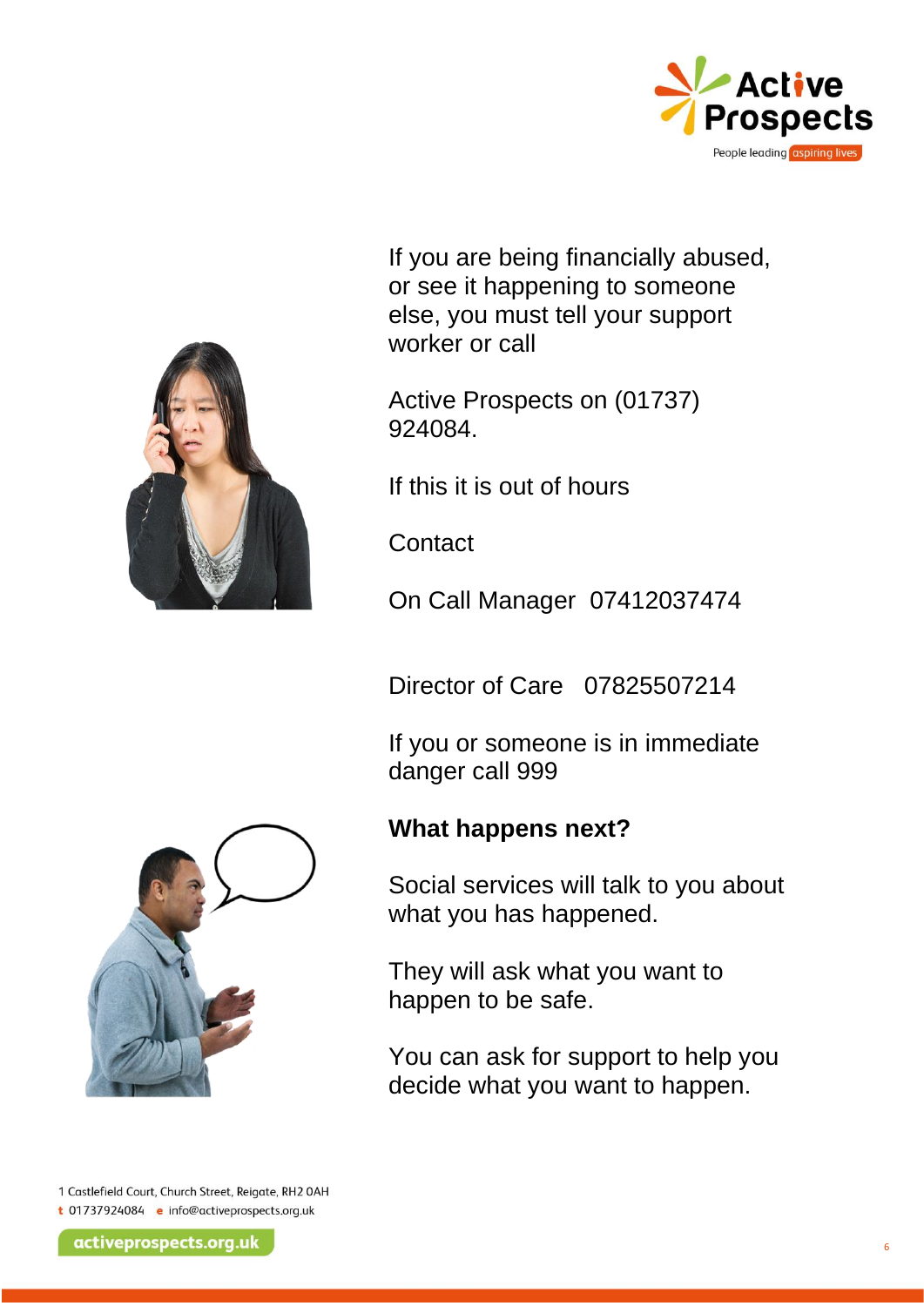If you are being financially abused, or see it happening to someone else, you must tell your support worker or call

Active Prospects on (01737) 924084.

If this it is out of hours

Contact

On Call Manager 07412037474

Director of Care 07825507214

If you or someone is in immediate danger call 999

**What happens next?**

Social services will talk to you about what you has happened.

They will ask what you want to happen to be safe.

You can ask for support to help you decide what you want to happen.

1 Castlefield Court, Church Street, Reigate, RH2 0AH
t 01737924084 e info@activeprospects.org.uk

activeprospects.org.uk